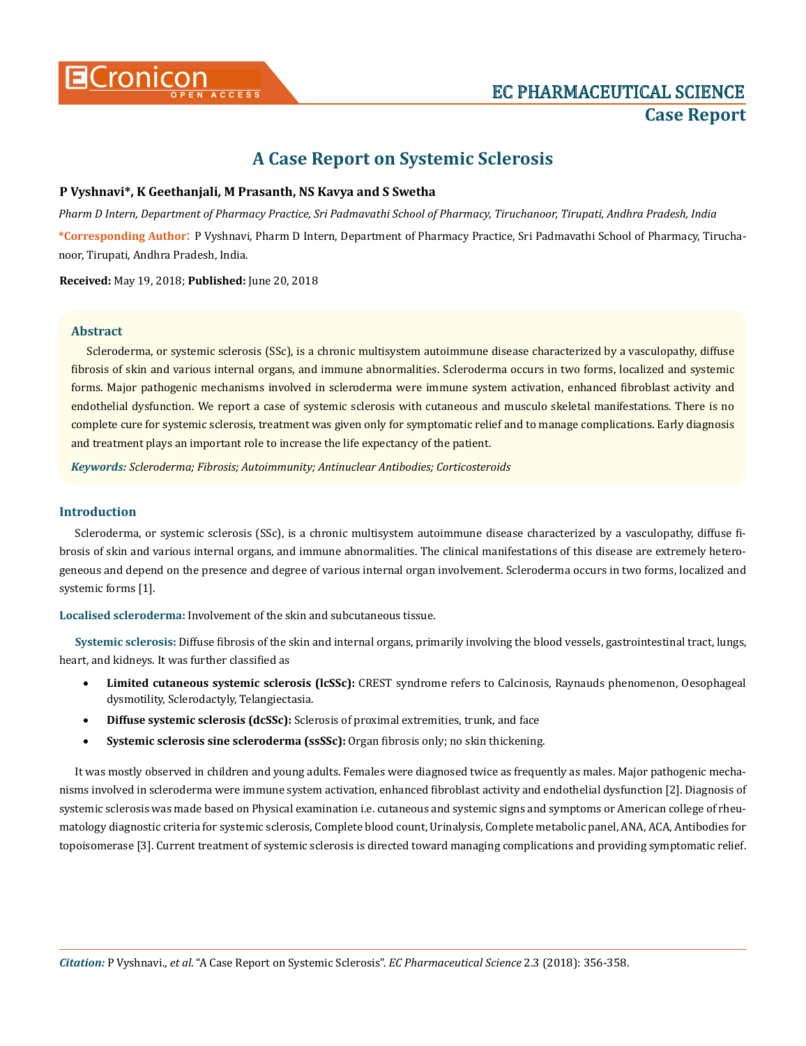# A Case Report on Systemic Sclerosis

**P Vyshnavi\*, K Geethanjali, M Prasanth, NS Kavya and S Swetha**

*Pharm D Intern, Department of Pharmacy Practice, Sri Padmavathi School of Pharmacy, Tiruchanoor, Tirupati, Andhra Pradesh, India*

**\*Corresponding Author**: P Vyshnavi, Pharm D Intern, Department of Pharmacy Practice, Sri Padmavathi School of Pharmacy, Tiruchanoor, Tirupati, Andhra Pradesh, India.

**Received:** May 19, 2018; **Published:** June 20, 2018

## Abstract

Scleroderma, or systemic sclerosis (SSc), is a chronic multisystem autoimmune disease characterized by a vasculopathy, diffuse fibrosis of skin and various internal organs, and immune abnormalities. Scleroderma occurs in two forms, localized and systemic forms. Major pathogenic mechanisms involved in scleroderma were immune system activation, enhanced fibroblast activity and endothelial dysfunction. We report a case of systemic sclerosis with cutaneous and musculo skeletal manifestations. There is no complete cure for systemic sclerosis, treatment was given only for symptomatic relief and to manage complications. Early diagnosis and treatment plays an important role to increase the life expectancy of the patient.

***Keywords:*** *Scleroderma; Fibrosis; Autoimmunity; Antinuclear Antibodies; Corticosteroids*

## Introduction

Scleroderma, or systemic sclerosis (SSc), is a chronic multisystem autoimmune disease characterized by a vasculopathy, diffuse fibrosis of skin and various internal organs, and immune abnormalities. The clinical manifestations of this disease are extremely heterogeneous and depend on the presence and degree of various internal organ involvement. Scleroderma occurs in two forms, localized and systemic forms [1].

**Localised scleroderma:** Involvement of the skin and subcutaneous tissue.

**Systemic sclerosis:** Diffuse fibrosis of the skin and internal organs, primarily involving the blood vessels, gastrointestinal tract, lungs, heart, and kidneys. It was further classified as

- **Limited cutaneous systemic sclerosis (lcSSc):** CREST syndrome refers to Calcinosis, Raynauds phenomenon, Oesophageal dysmotility, Sclerodactyly, Telangiectasia.
- **Diffuse systemic sclerosis (dcSSc):** Sclerosis of proximal extremities, trunk, and face
- **Systemic sclerosis sine scleroderma (ssSSc):** Organ fibrosis only; no skin thickening.

It was mostly observed in children and young adults. Females were diagnosed twice as frequently as males. Major pathogenic mechanisms involved in scleroderma were immune system activation, enhanced fibroblast activity and endothelial dysfunction [2]. Diagnosis of systemic sclerosis was made based on Physical examination i.e. cutaneous and systemic signs and symptoms or American college of rheumatology diagnostic criteria for systemic sclerosis, Complete blood count, Urinalysis, Complete metabolic panel, ANA, ACA, Antibodies for topoisomerase [3]. Current treatment of systemic sclerosis is directed toward managing complications and providing symptomatic relief.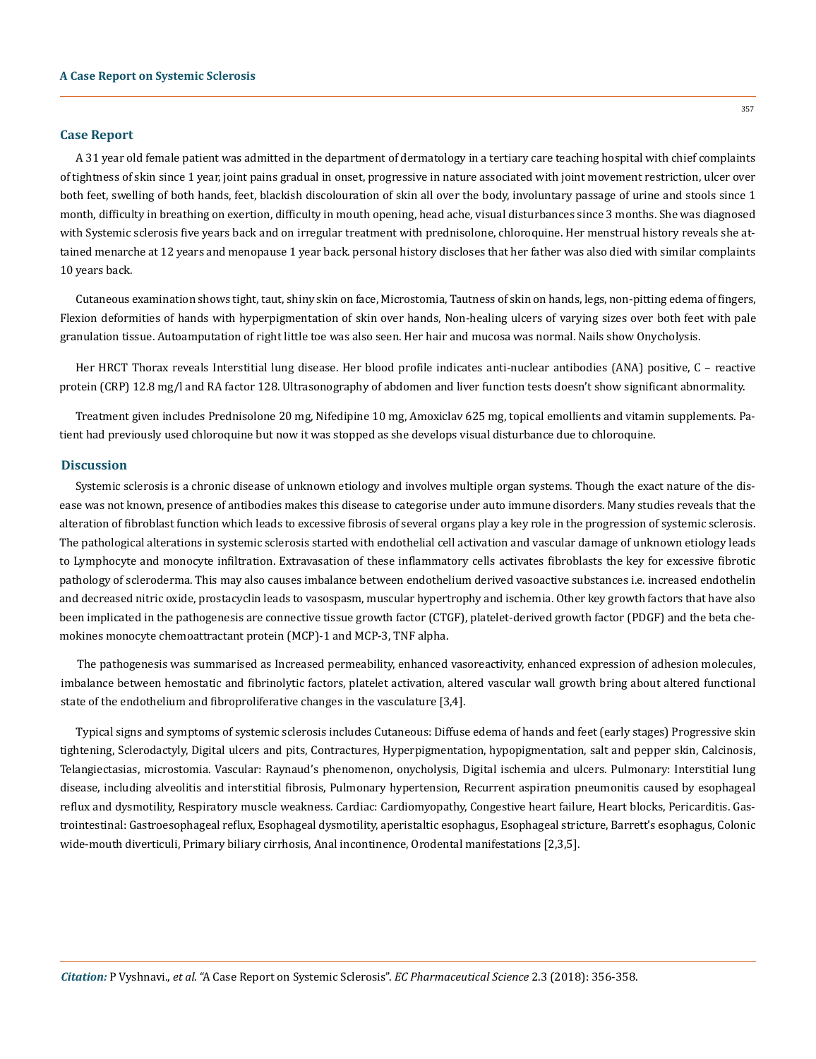## Case Report

A 31 year old female patient was admitted in the department of dermatology in a tertiary care teaching hospital with chief complaints of tightness of skin since 1 year, joint pains gradual in onset, progressive in nature associated with joint movement restriction, ulcer over both feet, swelling of both hands, feet, blackish discolouration of skin all over the body, involuntary passage of urine and stools since 1 month, difficulty in breathing on exertion, difficulty in mouth opening, head ache, visual disturbances since 3 months. She was diagnosed with Systemic sclerosis five years back and on irregular treatment with prednisolone, chloroquine. Her menstrual history reveals she attained menarche at 12 years and menopause 1 year back. personal history discloses that her father was also died with similar complaints 10 years back.

Cutaneous examination shows tight, taut, shiny skin on face, Microstomia, Tautness of skin on hands, legs, non-pitting edema of fingers, Flexion deformities of hands with hyperpigmentation of skin over hands, Non-healing ulcers of varying sizes over both feet with pale granulation tissue. Autoamputation of right little toe was also seen. Her hair and mucosa was normal. Nails show Onycholysis.

Her HRCT Thorax reveals Interstitial lung disease. Her blood profile indicates anti-nuclear antibodies (ANA) positive, C – reactive protein (CRP) 12.8 mg/l and RA factor 128. Ultrasonography of abdomen and liver function tests doesn't show significant abnormality.

Treatment given includes Prednisolone 20 mg, Nifedipine 10 mg, Amoxiclav 625 mg, topical emollients and vitamin supplements. Patient had previously used chloroquine but now it was stopped as she develops visual disturbance due to chloroquine.

## Discussion

Systemic sclerosis is a chronic disease of unknown etiology and involves multiple organ systems. Though the exact nature of the disease was not known, presence of antibodies makes this disease to categorise under auto immune disorders. Many studies reveals that the alteration of fibroblast function which leads to excessive fibrosis of several organs play a key role in the progression of systemic sclerosis. The pathological alterations in systemic sclerosis started with endothelial cell activation and vascular damage of unknown etiology leads to Lymphocyte and monocyte infiltration. Extravasation of these inflammatory cells activates fibroblasts the key for excessive fibrotic pathology of scleroderma. This may also causes imbalance between endothelium derived vasoactive substances i.e. increased endothelin and decreased nitric oxide, prostacyclin leads to vasospasm, muscular hypertrophy and ischemia. Other key growth factors that have also been implicated in the pathogenesis are connective tissue growth factor (CTGF), platelet-derived growth factor (PDGF) and the beta chemokines monocyte chemoattractant protein (MCP)-1 and MCP-3, TNF alpha.

The pathogenesis was summarised as Increased permeability, enhanced vasoreactivity, enhanced expression of adhesion molecules, imbalance between hemostatic and fibrinolytic factors, platelet activation, altered vascular wall growth bring about altered functional state of the endothelium and fibroproliferative changes in the vasculature [3,4].

Typical signs and symptoms of systemic sclerosis includes Cutaneous: Diffuse edema of hands and feet (early stages) Progressive skin tightening, Sclerodactyly, Digital ulcers and pits, Contractures, Hyperpigmentation, hypopigmentation, salt and pepper skin, Calcinosis, Telangiectasias, microstomia. Vascular: Raynaud's phenomenon, onycholysis, Digital ischemia and ulcers. Pulmonary: Interstitial lung disease, including alveolitis and interstitial fibrosis, Pulmonary hypertension, Recurrent aspiration pneumonitis caused by esophageal reflux and dysmotility, Respiratory muscle weakness. Cardiac: Cardiomyopathy, Congestive heart failure, Heart blocks, Pericarditis. Gastrointestinal: Gastroesophageal reflux, Esophageal dysmotility, aperistaltic esophagus, Esophageal stricture, Barrett's esophagus, Colonic wide-mouth diverticuli, Primary biliary cirrhosis, Anal incontinence, Orodental manifestations [2,3,5].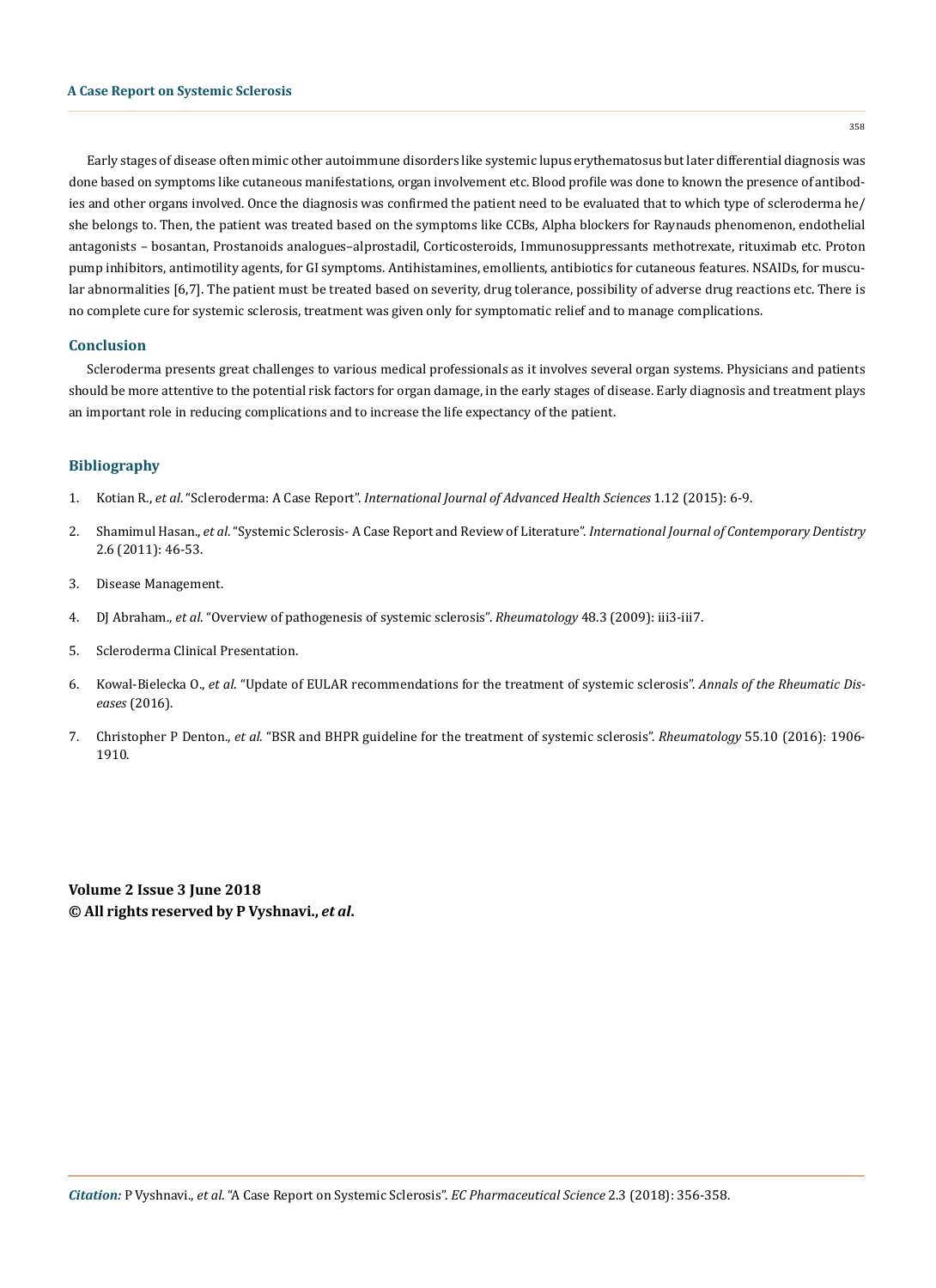Early stages of disease often mimic other autoimmune disorders like systemic lupus erythematosus but later differential diagnosis was done based on symptoms like cutaneous manifestations, organ involvement etc. Blood profile was done to known the presence of antibodies and other organs involved. Once the diagnosis was confirmed the patient need to be evaluated that to which type of scleroderma he/she belongs to. Then, the patient was treated based on the symptoms like CCBs, Alpha blockers for Raynauds phenomenon, endothelial antagonists – bosantan, Prostanoids analogues–alprostadil, Corticosteroids, Immunosuppressants methotrexate, rituximab etc. Proton pump inhibitors, antimotility agents, for GI symptoms. Antihistamines, emollients, antibiotics for cutaneous features. NSAIDs, for muscular abnormalities [6,7]. The patient must be treated based on severity, drug tolerance, possibility of adverse drug reactions etc. There is no complete cure for systemic sclerosis, treatment was given only for symptomatic relief and to manage complications.

## Conclusion

Scleroderma presents great challenges to various medical professionals as it involves several organ systems. Physicians and patients should be more attentive to the potential risk factors for organ damage, in the early stages of disease. Early diagnosis and treatment plays an important role in reducing complications and to increase the life expectancy of the patient.

## Bibliography

1. Kotian R., *et al*. "Scleroderma: A Case Report". *International Journal of Advanced Health Sciences* 1.12 (2015): 6-9.
2. Shamimul Hasan., *et al*. "Systemic Sclerosis- A Case Report and Review of Literature". *International Journal of Contemporary Dentistry* 2.6 (2011): 46-53.
3. Disease Management.
4. DJ Abraham., *et al*. "Overview of pathogenesis of systemic sclerosis". *Rheumatology* 48.3 (2009): iii3-iii7.
5. Scleroderma Clinical Presentation.
6. Kowal-Bielecka O., *et al*. "Update of EULAR recommendations for the treatment of systemic sclerosis". *Annals of the Rheumatic Diseases* (2016).
7. Christopher P Denton., *et al*. "BSR and BHPR guideline for the treatment of systemic sclerosis". *Rheumatology* 55.10 (2016): 1906-1910.

**Volume 2 Issue 3 June 2018**
**© All rights reserved by P Vyshnavi., *et al*.**